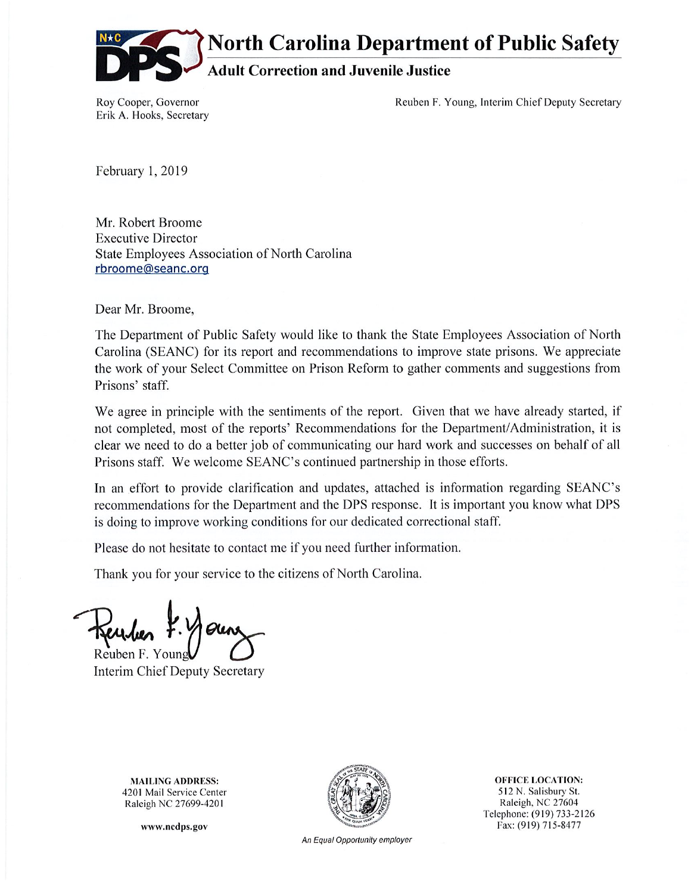# North Carolina Department of Public Safety

## Adult Correction and Juvenile Justice

Roy Cooper, Governor
Erik A. Hooks, Secretary

Reuben F. Young, Interim Chief Deputy Secretary

February 1, 2019

Mr. Robert Broome
Executive Director
State Employees Association of North Carolina
rbroome@seanc.org

Dear Mr. Broome,

The Department of Public Safety would like to thank the State Employees Association of North Carolina (SEANC) for its report and recommendations to improve state prisons. We appreciate the work of your Select Committee on Prison Reform to gather comments and suggestions from Prisons' staff.

We agree in principle with the sentiments of the report. Given that we have already started, if not completed, most of the reports' Recommendations for the Department/Administration, it is clear we need to do a better job of communicating our hard work and successes on behalf of all Prisons staff. We welcome SEANC's continued partnership in those efforts.

In an effort to provide clarification and updates, attached is information regarding SEANC's recommendations for the Department and the DPS response. It is important you know what DPS is doing to improve working conditions for our dedicated correctional staff.

Please do not hesitate to contact me if you need further information.

Thank you for your service to the citizens of North Carolina.

Reuben F. Young
Interim Chief Deputy Secretary

**MAILING ADDRESS:**
4201 Mail Service Center
Raleigh NC 27699-4201

**www.ncdps.gov**

*An Equal Opportunity employer*

**OFFICE LOCATION:**
512 N. Salisbury St.
Raleigh, NC 27604
Telephone: (919) 733-2126
Fax: (919) 715-8477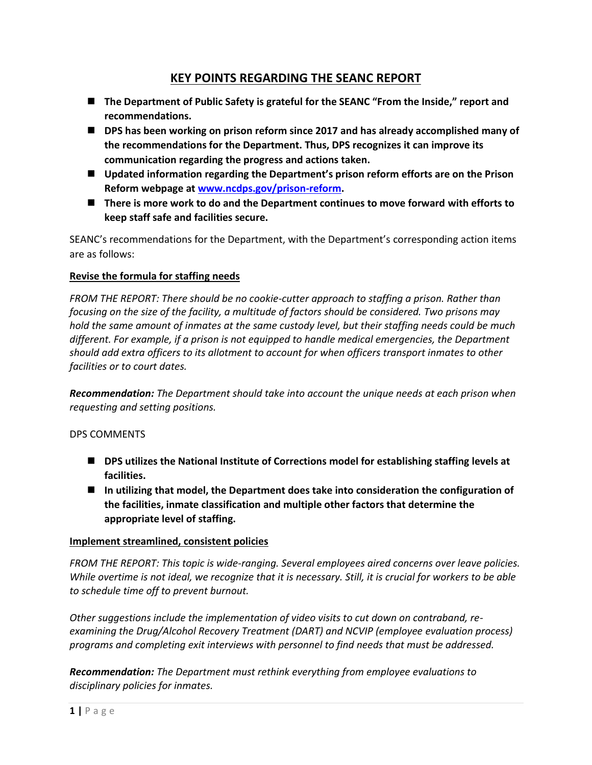# KEY POINTS REGARDING THE SEANC REPORT

- **The Department of Public Safety is grateful for the SEANC "From the Inside," report and recommendations.**
- **DPS has been working on prison reform since 2017 and has already accomplished many of the recommendations for the Department. Thus, DPS recognizes it can improve its communication regarding the progress and actions taken.**
- **Updated information regarding the Department's prison reform efforts are on the Prison Reform webpage at [www.ncdps.gov/prison-reform](http://www.ncdps.gov/prison-reform).**
- **There is more work to do and the Department continues to move forward with efforts to keep staff safe and facilities secure.**

SEANC's recommendations for the Department, with the Department's corresponding action items are as follows:

## Revise the formula for staffing needs

*FROM THE REPORT: There should be no cookie-cutter approach to staffing a prison. Rather than focusing on the size of the facility, a multitude of factors should be considered. Two prisons may hold the same amount of inmates at the same custody level, but their staffing needs could be much different. For example, if a prison is not equipped to handle medical emergencies, the Department should add extra officers to its allotment to account for when officers transport inmates to other facilities or to court dates.*

***Recommendation:*** *The Department should take into account the unique needs at each prison when requesting and setting positions.*

DPS COMMENTS

- **DPS utilizes the National Institute of Corrections model for establishing staffing levels at facilities.**
- **In utilizing that model, the Department does take into consideration the configuration of the facilities, inmate classification and multiple other factors that determine the appropriate level of staffing.**

## Implement streamlined, consistent policies

*FROM THE REPORT: This topic is wide-ranging. Several employees aired concerns over leave policies. While overtime is not ideal, we recognize that it is necessary. Still, it is crucial for workers to be able to schedule time off to prevent burnout.*

*Other suggestions include the implementation of video visits to cut down on contraband, re-examining the Drug/Alcohol Recovery Treatment (DART) and NCVIP (employee evaluation process) programs and completing exit interviews with personnel to find needs that must be addressed.*

***Recommendation:*** *The Department must rethink everything from employee evaluations to disciplinary policies for inmates.*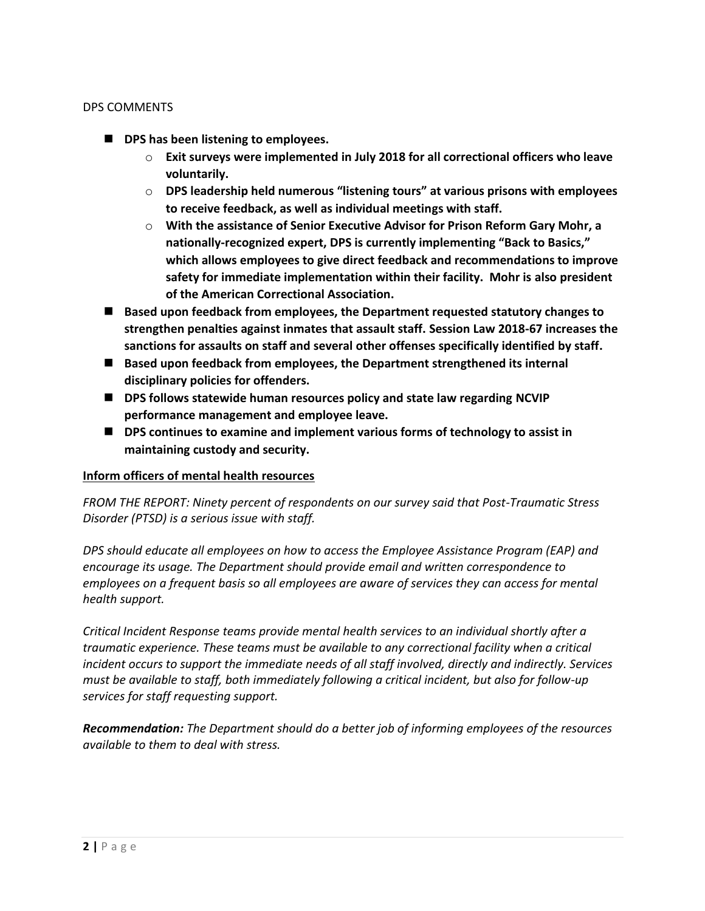DPS COMMENTS

- **DPS has been listening to employees.**
  - **Exit surveys were implemented in July 2018 for all correctional officers who leave voluntarily.**
  - **DPS leadership held numerous "listening tours" at various prisons with employees to receive feedback, as well as individual meetings with staff.**
  - **With the assistance of Senior Executive Advisor for Prison Reform Gary Mohr, a nationally-recognized expert, DPS is currently implementing "Back to Basics," which allows employees to give direct feedback and recommendations to improve safety for immediate implementation within their facility. Mohr is also president of the American Correctional Association.**
- **Based upon feedback from employees, the Department requested statutory changes to strengthen penalties against inmates that assault staff. Session Law 2018-67 increases the sanctions for assaults on staff and several other offenses specifically identified by staff.**
- **Based upon feedback from employees, the Department strengthened its internal disciplinary policies for offenders.**
- **DPS follows statewide human resources policy and state law regarding NCVIP performance management and employee leave.**
- **DPS continues to examine and implement various forms of technology to assist in maintaining custody and security.**

**<u>Inform officers of mental health resources</u>**

*FROM THE REPORT: Ninety percent of respondents on our survey said that Post-Traumatic Stress Disorder (PTSD) is a serious issue with staff.*

*DPS should educate all employees on how to access the Employee Assistance Program (EAP) and encourage its usage. The Department should provide email and written correspondence to employees on a frequent basis so all employees are aware of services they can access for mental health support.*

*Critical Incident Response teams provide mental health services to an individual shortly after a traumatic experience. These teams must be available to any correctional facility when a critical incident occurs to support the immediate needs of all staff involved, directly and indirectly. Services must be available to staff, both immediately following a critical incident, but also for follow-up services for staff requesting support.*

***Recommendation:*** *The Department should do a better job of informing employees of the resources available to them to deal with stress.*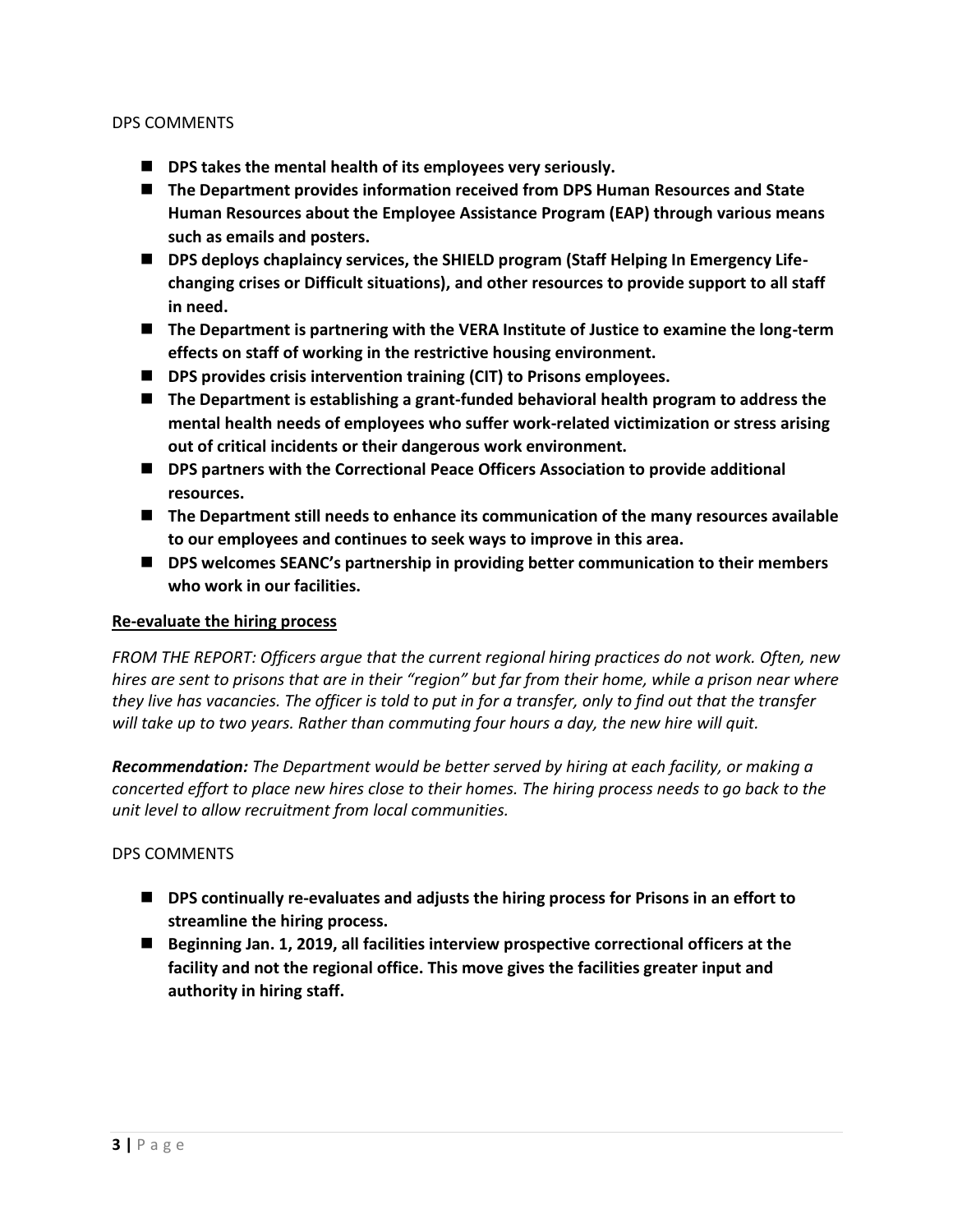DPS COMMENTS

- **DPS takes the mental health of its employees very seriously.**
- **The Department provides information received from DPS Human Resources and State Human Resources about the Employee Assistance Program (EAP) through various means such as emails and posters.**
- **DPS deploys chaplaincy services, the SHIELD program (Staff Helping In Emergency Life-changing crises or Difficult situations), and other resources to provide support to all staff in need.**
- **The Department is partnering with the VERA Institute of Justice to examine the long-term effects on staff of working in the restrictive housing environment.**
- **DPS provides crisis intervention training (CIT) to Prisons employees.**
- **The Department is establishing a grant-funded behavioral health program to address the mental health needs of employees who suffer work-related victimization or stress arising out of critical incidents or their dangerous work environment.**
- **DPS partners with the Correctional Peace Officers Association to provide additional resources.**
- **The Department still needs to enhance its communication of the many resources available to our employees and continues to seek ways to improve in this area.**
- **DPS welcomes SEANC's partnership in providing better communication to their members who work in our facilities.**

## <u>Re-evaluate the hiring process</u>

*FROM THE REPORT: Officers argue that the current regional hiring practices do not work. Often, new hires are sent to prisons that are in their "region" but far from their home, while a prison near where they live has vacancies. The officer is told to put in for a transfer, only to find out that the transfer will take up to two years. Rather than commuting four hours a day, the new hire will quit.*

***Recommendation:*** *The Department would be better served by hiring at each facility, or making a concerted effort to place new hires close to their homes. The hiring process needs to go back to the unit level to allow recruitment from local communities.*

DPS COMMENTS

- **DPS continually re-evaluates and adjusts the hiring process for Prisons in an effort to streamline the hiring process.**
- **Beginning Jan. 1, 2019, all facilities interview prospective correctional officers at the facility and not the regional office. This move gives the facilities greater input and authority in hiring staff.**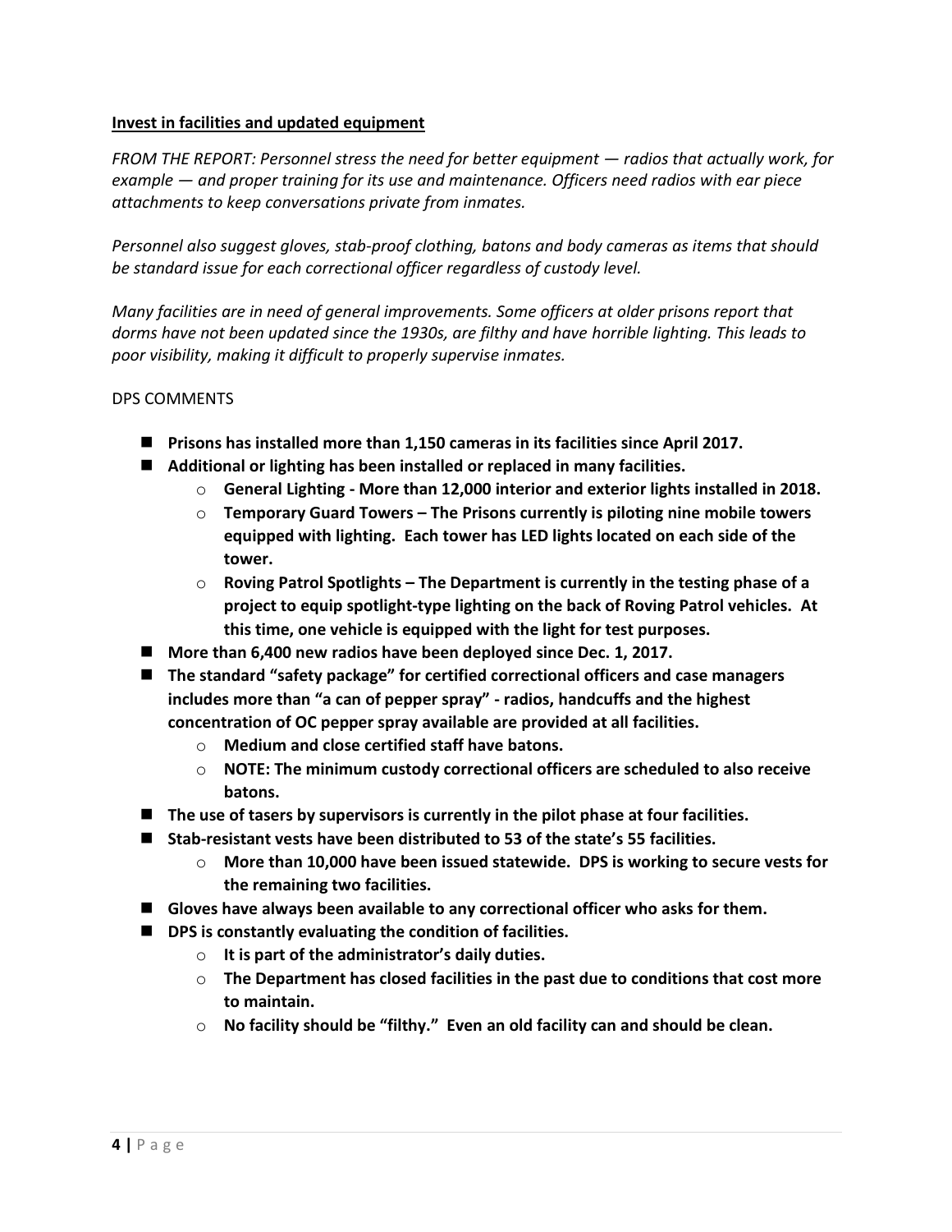**Invest in facilities and updated equipment**

*FROM THE REPORT: Personnel stress the need for better equipment — radios that actually work, for example — and proper training for its use and maintenance. Officers need radios with ear piece attachments to keep conversations private from inmates.*

*Personnel also suggest gloves, stab-proof clothing, batons and body cameras as items that should be standard issue for each correctional officer regardless of custody level.*

*Many facilities are in need of general improvements. Some officers at older prisons report that dorms have not been updated since the 1930s, are filthy and have horrible lighting. This leads to poor visibility, making it difficult to properly supervise inmates.*

DPS COMMENTS

- **Prisons has installed more than 1,150 cameras in its facilities since April 2017.**
- **Additional or lighting has been installed or replaced in many facilities.**
  - **General Lighting - More than 12,000 interior and exterior lights installed in 2018.**
  - **Temporary Guard Towers – The Prisons currently is piloting nine mobile towers equipped with lighting. Each tower has LED lights located on each side of the tower.**
  - **Roving Patrol Spotlights – The Department is currently in the testing phase of a project to equip spotlight-type lighting on the back of Roving Patrol vehicles. At this time, one vehicle is equipped with the light for test purposes.**
- **More than 6,400 new radios have been deployed since Dec. 1, 2017.**
- **The standard "safety package" for certified correctional officers and case managers includes more than "a can of pepper spray" - radios, handcuffs and the highest concentration of OC pepper spray available are provided at all facilities.**
  - **Medium and close certified staff have batons.**
  - **NOTE: The minimum custody correctional officers are scheduled to also receive batons.**
- **The use of tasers by supervisors is currently in the pilot phase at four facilities.**
- **Stab-resistant vests have been distributed to 53 of the state's 55 facilities.**
  - **More than 10,000 have been issued statewide. DPS is working to secure vests for the remaining two facilities.**
- **Gloves have always been available to any correctional officer who asks for them.**
- **DPS is constantly evaluating the condition of facilities.**
  - **It is part of the administrator's daily duties.**
  - **The Department has closed facilities in the past due to conditions that cost more to maintain.**
  - **No facility should be "filthy." Even an old facility can and should be clean.**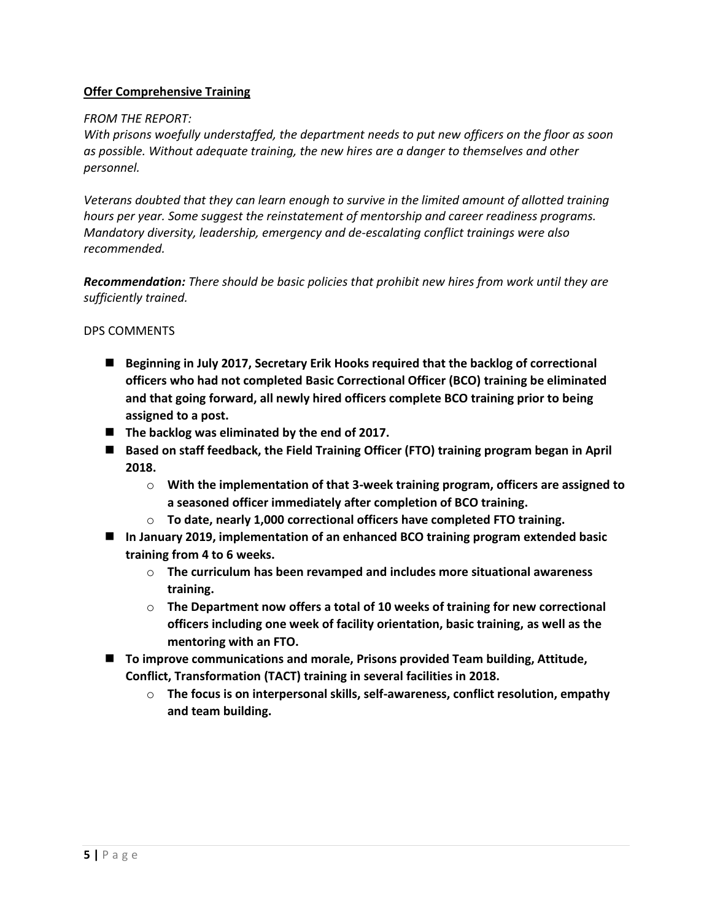**Offer Comprehensive Training**

*FROM THE REPORT:*

*With prisons woefully understaffed, the department needs to put new officers on the floor as soon as possible. Without adequate training, the new hires are a danger to themselves and other personnel.*

*Veterans doubted that they can learn enough to survive in the limited amount of allotted training hours per year. Some suggest the reinstatement of mentorship and career readiness programs. Mandatory diversity, leadership, emergency and de-escalating conflict trainings were also recommended.*

***Recommendation:*** *There should be basic policies that prohibit new hires from work until they are sufficiently trained.*

DPS COMMENTS

- **Beginning in July 2017, Secretary Erik Hooks required that the backlog of correctional officers who had not completed Basic Correctional Officer (BCO) training be eliminated and that going forward, all newly hired officers complete BCO training prior to being assigned to a post.**
- **The backlog was eliminated by the end of 2017.**
- **Based on staff feedback, the Field Training Officer (FTO) training program began in April 2018.**
    - **With the implementation of that 3-week training program, officers are assigned to a seasoned officer immediately after completion of BCO training.**
    - **To date, nearly 1,000 correctional officers have completed FTO training.**
- **In January 2019, implementation of an enhanced BCO training program extended basic training from 4 to 6 weeks.**
    - **The curriculum has been revamped and includes more situational awareness training.**
    - **The Department now offers a total of 10 weeks of training for new correctional officers including one week of facility orientation, basic training, as well as the mentoring with an FTO.**
- **To improve communications and morale, Prisons provided Team building, Attitude, Conflict, Transformation (TACT) training in several facilities in 2018.**
    - **The focus is on interpersonal skills, self-awareness, conflict resolution, empathy and team building.**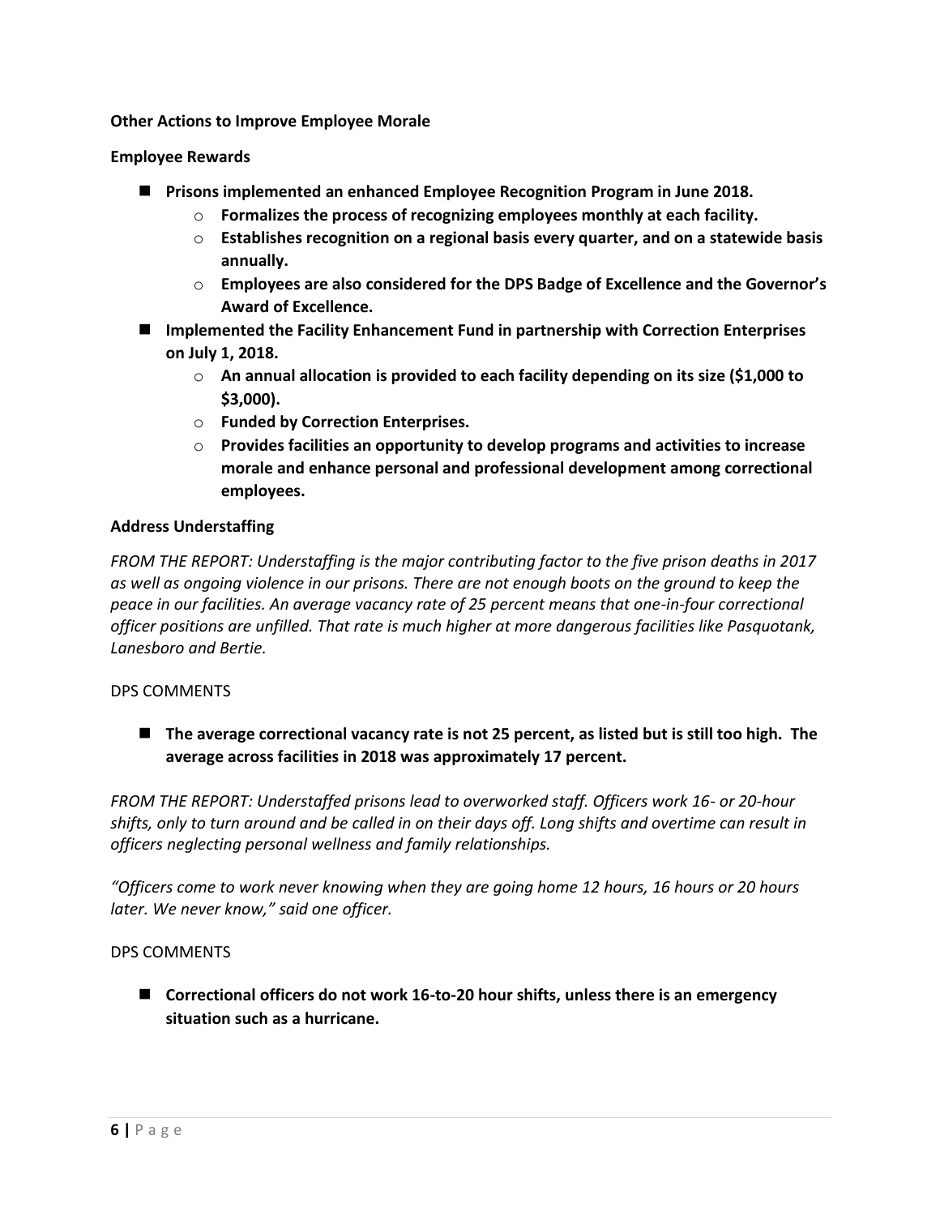**Other Actions to Improve Employee Morale**

**Employee Rewards**

- **Prisons implemented an enhanced Employee Recognition Program in June 2018.**
    - **Formalizes the process of recognizing employees monthly at each facility.**
    - **Establishes recognition on a regional basis every quarter, and on a statewide basis annually.**
    - **Employees are also considered for the DPS Badge of Excellence and the Governor's Award of Excellence.**
- **Implemented the Facility Enhancement Fund in partnership with Correction Enterprises on July 1, 2018.**
    - **An annual allocation is provided to each facility depending on its size ($1,000 to $3,000).**
    - **Funded by Correction Enterprises.**
    - **Provides facilities an opportunity to develop programs and activities to increase morale and enhance personal and professional development among correctional employees.**

**Address Understaffing**

*FROM THE REPORT: Understaffing is the major contributing factor to the five prison deaths in 2017 as well as ongoing violence in our prisons. There are not enough boots on the ground to keep the peace in our facilities. An average vacancy rate of 25 percent means that one-in-four correctional officer positions are unfilled. That rate is much higher at more dangerous facilities like Pasquotank, Lanesboro and Bertie.*

DPS COMMENTS

- **The average correctional vacancy rate is not 25 percent, as listed but is still too high. The average across facilities in 2018 was approximately 17 percent.**

*FROM THE REPORT: Understaffed prisons lead to overworked staff. Officers work 16- or 20-hour shifts, only to turn around and be called in on their days off. Long shifts and overtime can result in officers neglecting personal wellness and family relationships.*

*"Officers come to work never knowing when they are going home 12 hours, 16 hours or 20 hours later. We never know," said one officer.*

DPS COMMENTS

- **Correctional officers do not work 16-to-20 hour shifts, unless there is an emergency situation such as a hurricane.**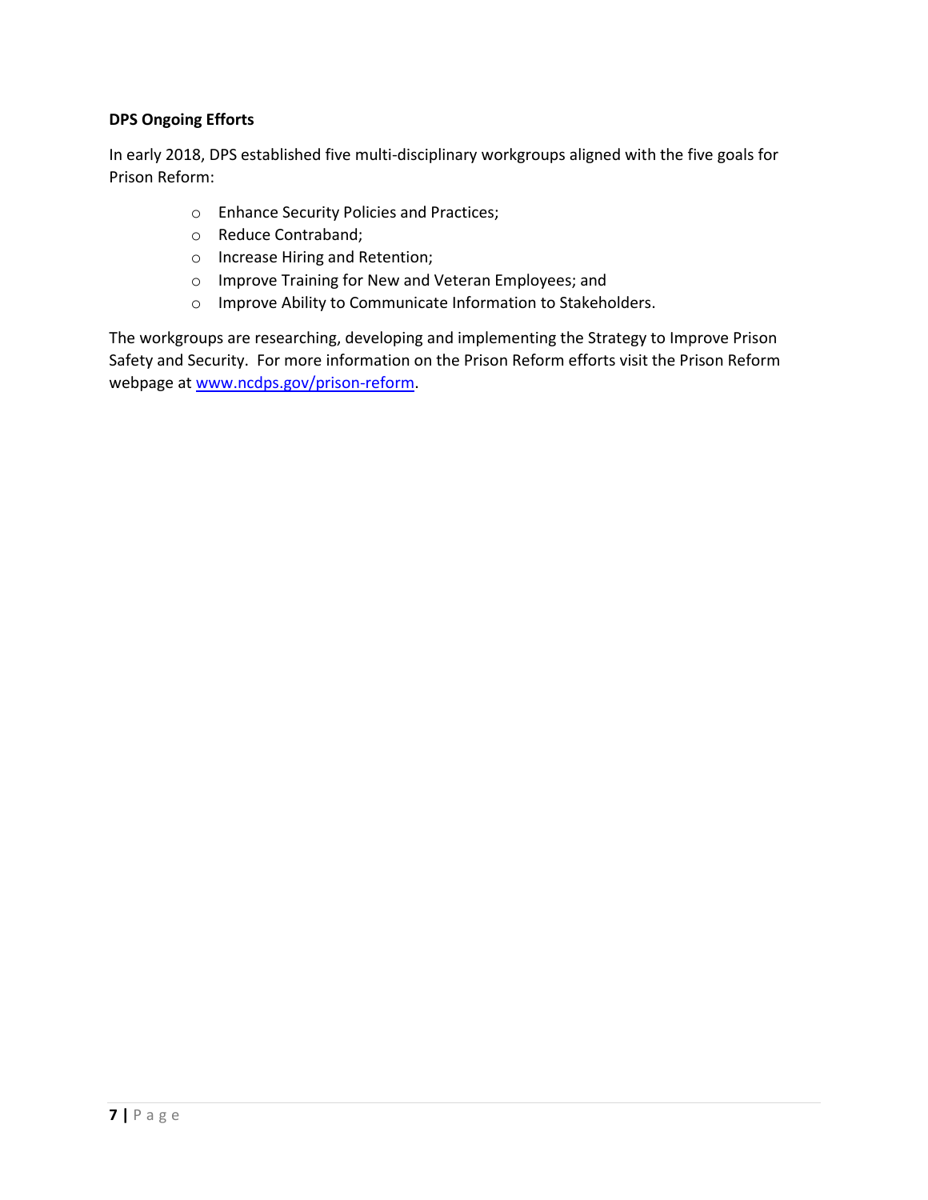**DPS Ongoing Efforts**

In early 2018, DPS established five multi-disciplinary workgroups aligned with the five goals for Prison Reform:

- Enhance Security Policies and Practices;
- Reduce Contraband;
- Increase Hiring and Retention;
- Improve Training for New and Veteran Employees; and
- Improve Ability to Communicate Information to Stakeholders.

The workgroups are researching, developing and implementing the Strategy to Improve Prison Safety and Security. For more information on the Prison Reform efforts visit the Prison Reform webpage at [www.ncdps.gov/prison-reform](http://www.ncdps.gov/prison-reform).